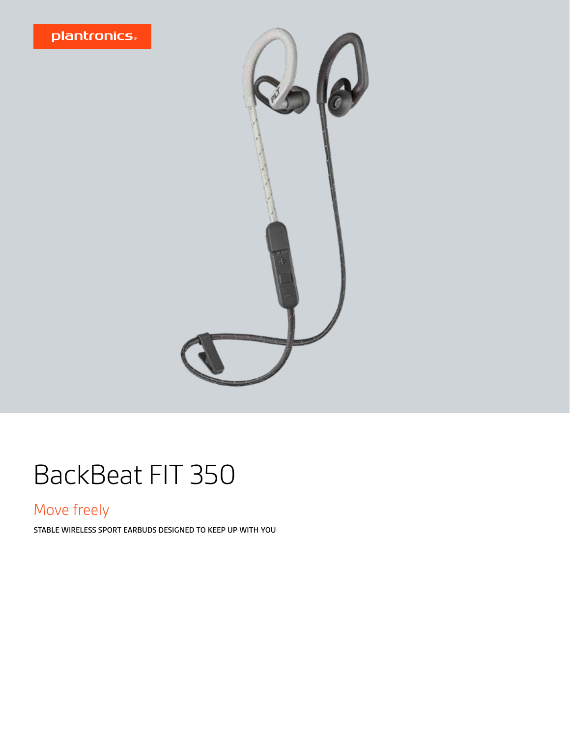plantronics

# BackBeat FIT 350

## Move freely

STABLE WIRELESS SPORT EARBUDS DESIGNED TO KEEP UP WITH YOU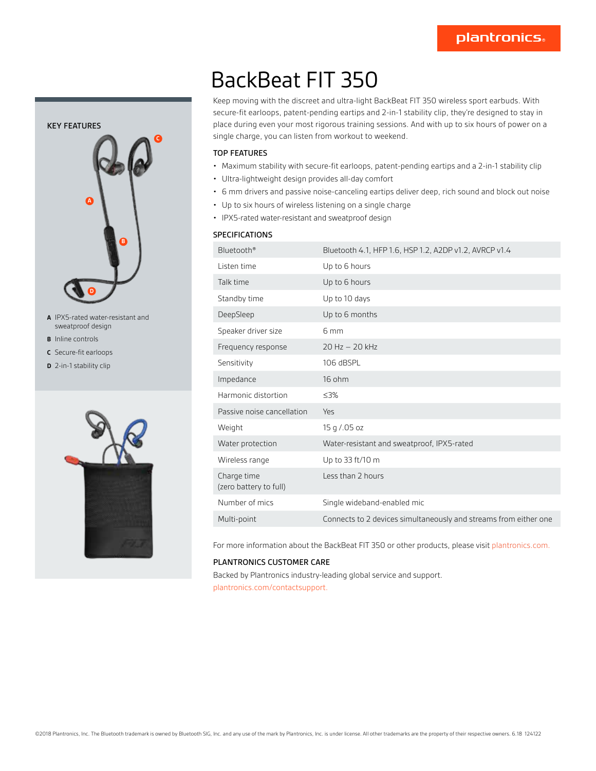plantronics.

# BackBeat FIT 350

Keep moving with the discreet and ultra-light BackBeat FIT 350 wireless sport earbuds. With secure-fit earloops, patent-pending eartips and 2-in-1 stability clip, they're designed to stay in place during even your most rigorous training sessions. And with up to six hours of power on a single charge, you can listen from workout to weekend.

## KEY FEATURES

- **A** IPX5-rated water-resistant and sweatproof design
- **B** Inline controls
- **C** Secure-fit earloops
- **D** 2-in-1 stability clip

## TOP FEATURES

- Maximum stability with secure-fit earloops, patent-pending eartips and a 2-in-1 stability clip
- Ultra-lightweight design provides all-day comfort
- 6 mm drivers and passive noise-canceling eartips deliver deep, rich sound and block out noise
- Up to six hours of wireless listening on a single charge
- IPX5-rated water-resistant and sweatproof design

## SPECIFICATIONS

| | |
|---|---|
| Bluetooth® | Bluetooth 4.1, HFP 1.6, HSP 1.2, A2DP v1.2, AVRCP v1.4 |
| Listen time | Up to 6 hours |
| Talk time | Up to 6 hours |
| Standby time | Up to 10 days |
| DeepSleep | Up to 6 months |
| Speaker driver size | 6 mm |
| Frequency response | 20 Hz – 20 kHz |
| Sensitivity | 106 dBSPL |
| Impedance | 16 ohm |
| Harmonic distortion | ≤3% |
| Passive noise cancellation | Yes |
| Weight | 15 g /.05 oz |
| Water protection | Water-resistant and sweatproof, IPX5-rated |
| Wireless range | Up to 33 ft/10 m |
| Charge time (zero battery to full) | Less than 2 hours |
| Number of mics | Single wideband-enabled mic |
| Multi-point | Connects to 2 devices simultaneously and streams from either one |

For more information about the BackBeat FIT 350 or other products, please visit plantronics.com.

## PLANTRONICS CUSTOMER CARE

Backed by Plantronics industry-leading global service and support.
plantronics.com/contactsupport.

©2018 Plantronics, Inc. The Bluetooth trademark is owned by Bluetooth SIG, Inc. and any use of the mark by Plantronics, Inc. is under license. All other trademarks are the property of their respective owners. 6.18 124122